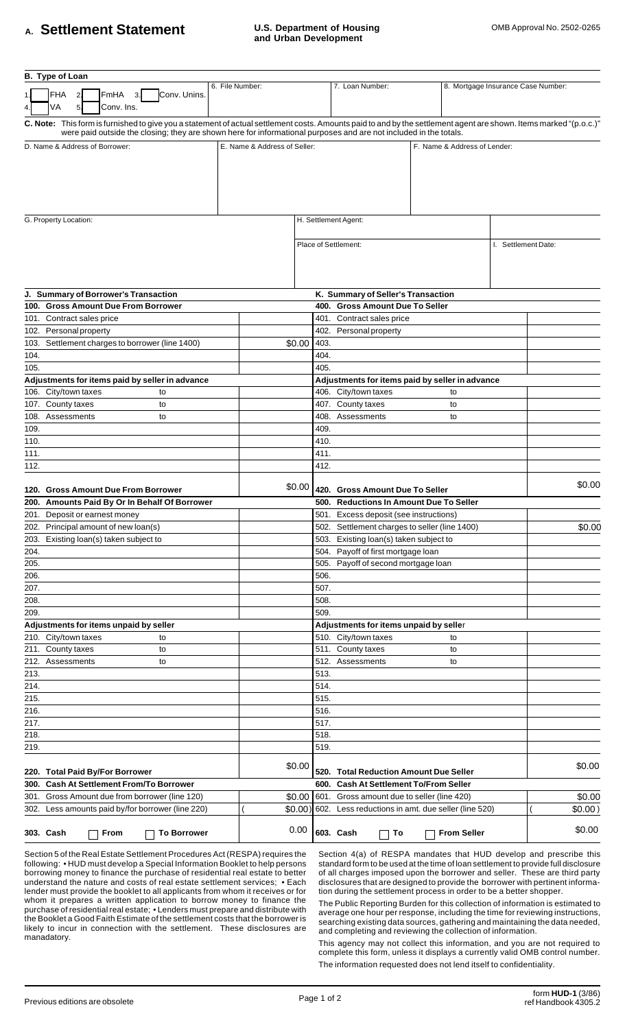# A. Settlement Statement

**U.S. Department of Housing and Urban Development**

OMB Approval No. 2502-0265

**B. Type of Loan**

| 1. FHA | 2. FmHA | 3. Conv. Unins. | 6. File Number: | 7. Loan Number: | 8. Mortgage Insurance Case Number: |
|---|---|---|---|---|---|
| 4. VA | 5. Conv. Ins. | | | | |

**C. Note:** This form is furnished to give you a statement of actual settlement costs. Amounts paid to and by the settlement agent are shown. Items marked "(p.o.c.)" were paid outside the closing; they are shown here for informational purposes and are not included in the totals.

| D. Name & Address of Borrower: | E. Name & Address of Seller: | F. Name & Address of Lender: |
|---|---|---|
| | | |

| G. Property Location: | H. Settlement Agent: | |
|---|---|---|
| | Place of Settlement: | I. Settlement Date: |

| J. Summary of Borrower's Transaction | | K. Summary of Seller's Transaction | |
|---|---|---|---|
| **100. Gross Amount Due From Borrower** | | **400. Gross Amount Due To Seller** | |
| 101. Contract sales price | | 401. Contract sales price | |
| 102. Personal property | | 402. Personal property | |
| 103. Settlement charges to borrower (line 1400) | $0.00 | 403. | |
| 104. | | 404. | |
| 105. | | 405. | |
| **Adjustments for items paid by seller in advance** | | **Adjustments for items paid by seller in advance** | |
| 106. City/town taxes to | | 406. City/town taxes to | |
| 107. County taxes to | | 407. County taxes to | |
| 108. Assessments to | | 408. Assessments to | |
| 109. | | 409. | |
| 110. | | 410. | |
| 111. | | 411. | |
| 112. | | 412. | |
| **120. Gross Amount Due From Borrower** | $0.00 | **420. Gross Amount Due To Seller** | $0.00 |
| **200. Amounts Paid By Or In Behalf Of Borrower** | | **500. Reductions In Amount Due To Seller** | |
| 201. Deposit or earnest money | | 501. Excess deposit (see instructions) | |
| 202. Principal amount of new loan(s) | | 502. Settlement charges to seller (line 1400) | $0.00 |
| 203. Existing loan(s) taken subject to | | 503. Existing loan(s) taken subject to | |
| 204. | | 504. Payoff of first mortgage loan | |
| 205. | | 505. Payoff of second mortgage loan | |
| 206. | | 506. | |
| 207. | | 507. | |
| 208. | | 508. | |
| 209. | | 509. | |
| **Adjustments for items unpaid by seller** | | **Adjustments for items unpaid by seller** | |
| 210. City/town taxes to | | 510. City/town taxes to | |
| 211. County taxes to | | 511. County taxes to | |
| 212. Assessments to | | 512. Assessments to | |
| 213. | | 513. | |
| 214. | | 514. | |
| 215. | | 515. | |
| 216. | | 516. | |
| 217. | | 517. | |
| 218. | | 518. | |
| 219. | | 519. | |
| **220. Total Paid By/For Borrower** | $0.00 | **520. Total Reduction Amount Due Seller** | $0.00 |
| **300. Cash At Settlement From/To Borrower** | | **600. Cash At Settlement To/From Seller** | |
| 301. Gross Amount due from borrower (line 120) | $0.00 | 601. Gross amount due to seller (line 420) | $0.00 |
| 302. Less amounts paid by/for borrower (line 220) | ( $0.00) | 602. Less reductions in amt. due seller (line 520) | ( $0.00) |
| **303. Cash** ☐ **From** ☐ **To Borrower** | 0.00 | **603. Cash** ☐ **To** ☐ **From Seller** | $0.00 |

Section 5 of the Real Estate Settlement Procedures Act (RESPA) requires the following: • HUD must develop a Special Information Booklet to help persons borrowing money to finance the purchase of residential real estate to better understand the nature and costs of real estate settlement services; • Each lender must provide the booklet to all applicants from whom it receives or for whom it prepares a written application to borrow money to finance the purchase of residential real estate; • Lenders must prepare and distribute with the Booklet a Good Faith Estimate of the settlement costs that the borrower is likely to incur in connection with the settlement. These disclosures are manadatory.

Section 4(a) of RESPA mandates that HUD develop and prescribe this standard form to be used at the time of loan settlement to provide full disclosure of all charges imposed upon the borrower and seller. These are third party disclosures that are designed to provide the borrower with pertinent information during the settlement process in order to be a better shopper.

The Public Reporting Burden for this collection of information is estimated to average one hour per response, including the time for reviewing instructions, searching existing data sources, gathering and maintaining the data needed, and completing and reviewing the collection of information.

This agency may not collect this information, and you are not required to complete this form, unless it displays a currently valid OMB control number.

The information requested does not lend itself to confidentiality.

Previous editions are obsolete

form **HUD-1** (3/86)
ref Handbook 4305.2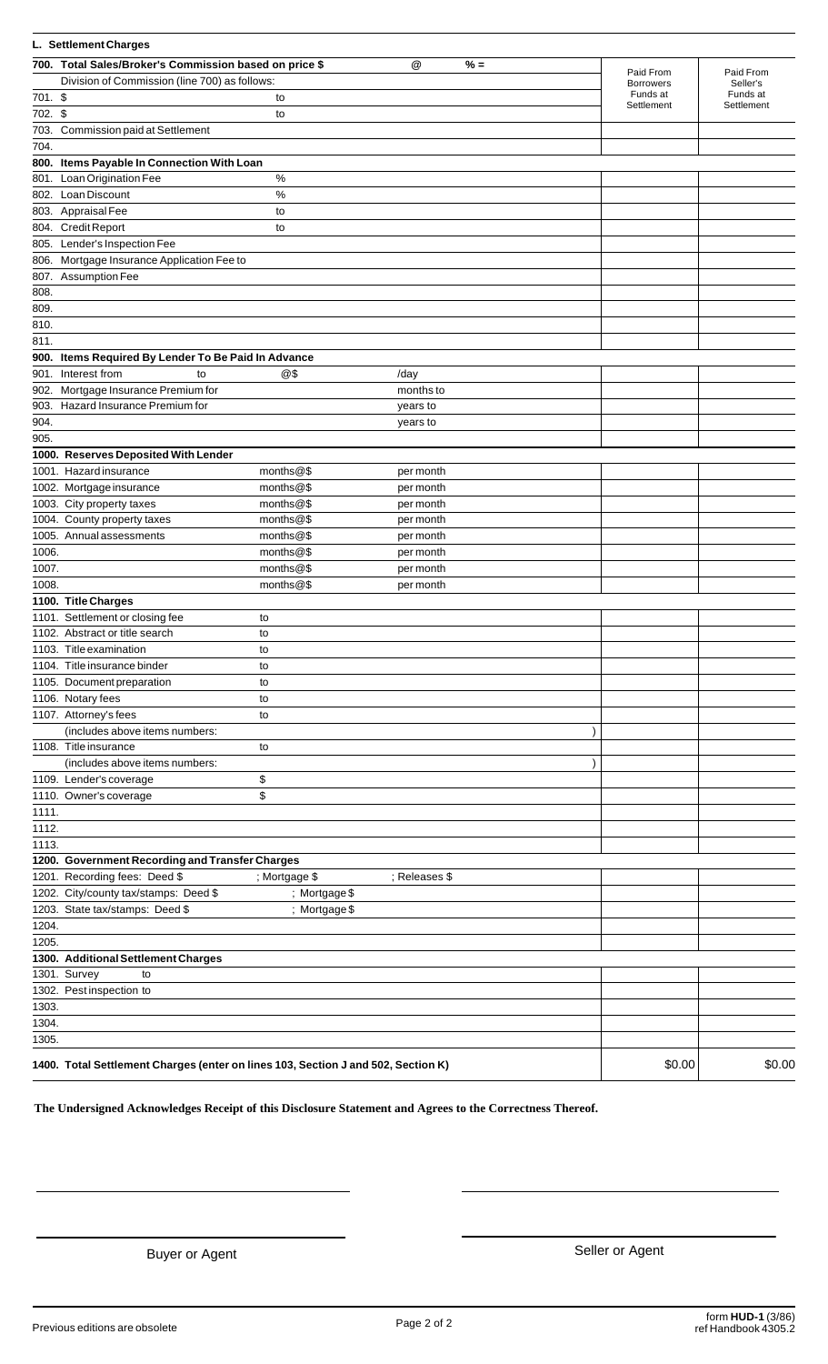## L. Settlement Charges

| | Paid From Borrowers Funds at Settlement | Paid From Seller's Funds at Settlement |
|---|---|---|
| **700. Total Sales/Broker's Commission based on price $ @ % =** | | |
| Division of Commission (line 700) as follows: | | |
| 701. $ to | | |
| 702. $ to | | |
| 703. Commission paid at Settlement | | |
| 704. | | |
| **800. Items Payable In Connection With Loan** | | |
| 801. Loan Origination Fee % | | |
| 802. Loan Discount % | | |
| 803. Appraisal Fee to | | |
| 804. Credit Report to | | |
| 805. Lender's Inspection Fee | | |
| 806. Mortgage Insurance Application Fee to | | |
| 807. Assumption Fee | | |
| 808. | | |
| 809. | | |
| 810. | | |
| 811. | | |
| **900. Items Required By Lender To Be Paid In Advance** | | |
| 901. Interest from to @$ /day | | |
| 902. Mortgage Insurance Premium for months to | | |
| 903. Hazard Insurance Premium for years to | | |
| 904. years to | | |
| 905. | | |
| **1000. Reserves Deposited With Lender** | | |
| 1001. Hazard insurance months@$ per month | | |
| 1002. Mortgage insurance months@$ per month | | |
| 1003. City property taxes months@$ per month | | |
| 1004. County property taxes months@$ per month | | |
| 1005. Annual assessments months@$ per month | | |
| 1006. months@$ per month | | |
| 1007. months@$ per month | | |
| 1008. months@$ per month | | |
| **1100. Title Charges** | | |
| 1101. Settlement or closing fee to | | |
| 1102. Abstract or title search to | | |
| 1103. Title examination to | | |
| 1104. Title insurance binder to | | |
| 1105. Document preparation to | | |
| 1106. Notary fees to | | |
| 1107. Attorney's fees to | | |
| (includes above items numbers: ) | | |
| 1108. Title insurance to | | |
| (includes above items numbers: ) | | |
| 1109. Lender's coverage $ | | |
| 1110. Owner's coverage $ | | |
| 1111. | | |
| 1112. | | |
| 1113. | | |
| **1200. Government Recording and Transfer Charges** | | |
| 1201. Recording fees: Deed $ ; Mortgage $ ; Releases $ | | |
| 1202. City/county tax/stamps: Deed $ ; Mortgage $ | | |
| 1203. State tax/stamps: Deed $ ; Mortgage $ | | |
| 1204. | | |
| 1205. | | |
| **1300. Additional Settlement Charges** | | |
| 1301. Survey to | | |
| 1302. Pest inspection to | | |
| 1303. | | |
| 1304. | | |
| 1305. | | |
| **1400. Total Settlement Charges (enter on lines 103, Section J and 502, Section K)** | $0.00 | $0.00 |

**The Undersigned Acknowledges Receipt of this Disclosure Statement and Agrees to the Correctness Thereof.**

Buyer or Agent

Seller or Agent

Previous editions are obsolete

form **HUD-1** (3/86)
ref Handbook 4305.2